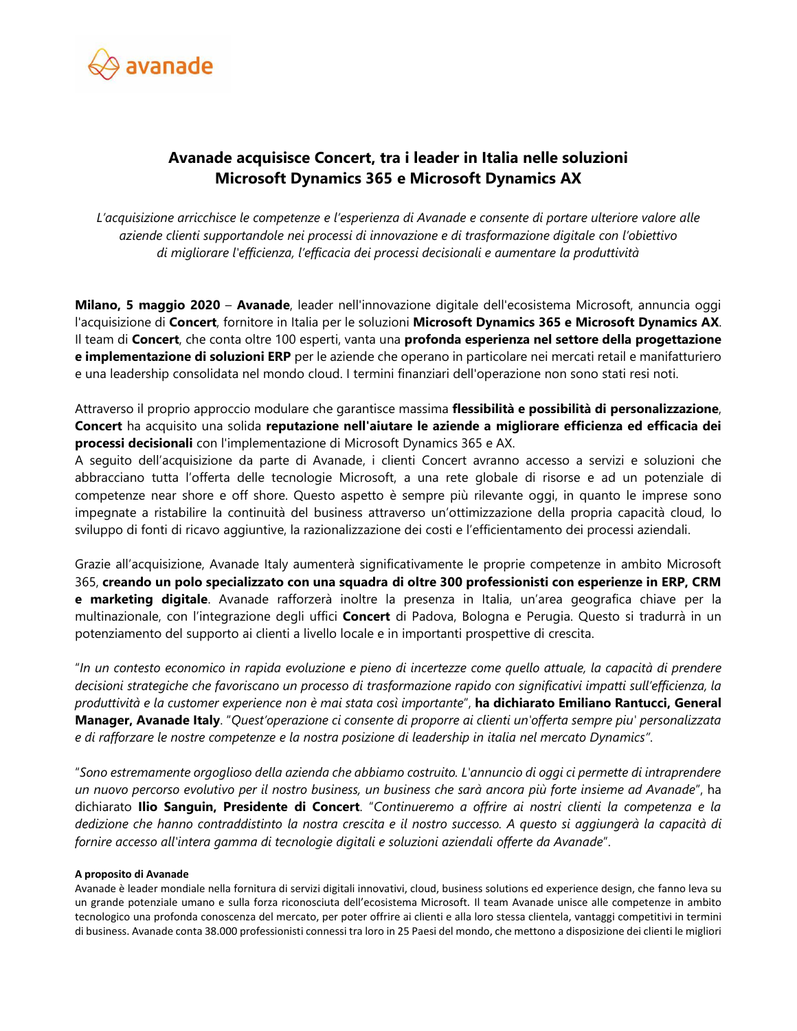# Avanade acquisisce Concert, tra i leader in Italia nelle soluzioni Microsoft Dynamics 365 e Microsoft Dynamics AX

*L'acquisizione arricchisce le competenze e l'esperienza di Avanade e consente di portare ulteriore valore alle aziende clienti supportandole nei processi di innovazione e di trasformazione digitale con l'obiettivo di migliorare l'efficienza, l'efficacia dei processi decisionali e aumentare la produttività*

**Milano, 5 maggio 2020** – **Avanade**, leader nell'innovazione digitale dell'ecosistema Microsoft, annuncia oggi l'acquisizione di **Concert**, fornitore in Italia per le soluzioni **Microsoft Dynamics 365 e Microsoft Dynamics AX**. Il team di **Concert**, che conta oltre 100 esperti, vanta una **profonda esperienza nel settore della progettazione e implementazione di soluzioni ERP** per le aziende che operano in particolare nei mercati retail e manifatturiero e una leadership consolidata nel mondo cloud. I termini finanziari dell'operazione non sono stati resi noti.

Attraverso il proprio approccio modulare che garantisce massima **flessibilità e possibilità di personalizzazione**, **Concert** ha acquisito una solida **reputazione nell'aiutare le aziende a migliorare efficienza ed efficacia dei processi decisionali** con l'implementazione di Microsoft Dynamics 365 e AX.
A seguito dell'acquisizione da parte di Avanade, i clienti Concert avranno accesso a servizi e soluzioni che abbracciano tutta l'offerta delle tecnologie Microsoft, a una rete globale di risorse e ad un potenziale di competenze near shore e off shore. Questo aspetto è sempre più rilevante oggi, in quanto le imprese sono impegnate a ristabilire la continuità del business attraverso un'ottimizzazione della propria capacità cloud, lo sviluppo di fonti di ricavo aggiuntive, la razionalizzazione dei costi e l'efficientamento dei processi aziendali.

Grazie all'acquisizione, Avanade Italy aumenterà significativamente le proprie competenze in ambito Microsoft 365, **creando un polo specializzato con una squadra di oltre 300 professionisti con esperienze in ERP, CRM e marketing digitale**. Avanade rafforzerà inoltre la presenza in Italia, un'area geografica chiave per la multinazionale, con l'integrazione degli uffici **Concert** di Padova, Bologna e Perugia. Questo si tradurrà in un potenziamento del supporto ai clienti a livello locale e in importanti prospettive di crescita.

"*In un contesto economico in rapida evoluzione e pieno di incertezze come quello attuale, la capacità di prendere decisioni strategiche che favoriscano un processo di trasformazione rapido con significativi impatti sull'efficienza, la produttività e la customer experience non è mai stata così importante*", **ha dichiarato Emiliano Rantucci, General Manager, Avanade Italy**. "*Quest'operazione ci consente di proporre ai clienti un'offerta sempre piu' personalizzata e di rafforzare le nostre competenze e la nostra posizione di leadership in italia nel mercato Dynamics*".

"*Sono estremamente orgoglioso della azienda che abbiamo costruito. L'annuncio di oggi ci permette di intraprendere un nuovo percorso evolutivo per il nostro business, un business che sarà ancora più forte insieme ad Avanade*", ha dichiarato **Ilio Sanguin, Presidente di Concert**. "*Continueremo a offrire ai nostri clienti la competenza e la dedizione che hanno contraddistinto la nostra crescita e il nostro successo. A questo si aggiungerà la capacità di fornire accesso all'intera gamma di tecnologie digitali e soluzioni aziendali offerte da Avanade*".

**A proposito di Avanade**

Avanade è leader mondiale nella fornitura di servizi digitali innovativi, cloud, business solutions ed experience design, che fanno leva su un grande potenziale umano e sulla forza riconosciuta dell'ecosistema Microsoft. Il team Avanade unisce alle competenze in ambito tecnologico una profonda conoscenza del mercato, per poter offrire ai clienti e alla loro stessa clientela, vantaggi competitivi in termini di business. Avanade conta 38.000 professionisti connessi tra loro in 25 Paesi del mondo, che mettono a disposizione dei clienti le migliori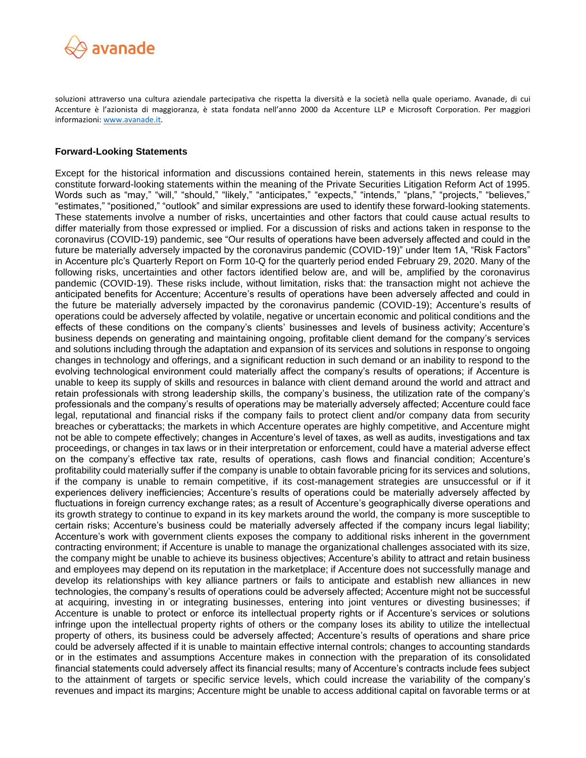soluzioni attraverso una cultura aziendale partecipativa che rispetta la diversità e la società nella quale operiamo. Avanade, di cui Accenture è l'azionista di maggioranza, è stata fondata nell'anno 2000 da Accenture LLP e Microsoft Corporation. Per maggiori informazioni: www.avanade.it.

**Forward-Looking Statements**

Except for the historical information and discussions contained herein, statements in this news release may constitute forward-looking statements within the meaning of the Private Securities Litigation Reform Act of 1995. Words such as "may," "will," "should," "likely," "anticipates," "expects," "intends," "plans," "projects," "believes," "estimates," "positioned," "outlook" and similar expressions are used to identify these forward-looking statements. These statements involve a number of risks, uncertainties and other factors that could cause actual results to differ materially from those expressed or implied. For a discussion of risks and actions taken in response to the coronavirus (COVID-19) pandemic, see "Our results of operations have been adversely affected and could in the future be materially adversely impacted by the coronavirus pandemic (COVID-19)" under Item 1A, "Risk Factors" in Accenture plc's Quarterly Report on Form 10-Q for the quarterly period ended February 29, 2020. Many of the following risks, uncertainties and other factors identified below are, and will be, amplified by the coronavirus pandemic (COVID-19). These risks include, without limitation, risks that: the transaction might not achieve the anticipated benefits for Accenture; Accenture's results of operations have been adversely affected and could in the future be materially adversely impacted by the coronavirus pandemic (COVID-19); Accenture's results of operations could be adversely affected by volatile, negative or uncertain economic and political conditions and the effects of these conditions on the company's clients' businesses and levels of business activity; Accenture's business depends on generating and maintaining ongoing, profitable client demand for the company's services and solutions including through the adaptation and expansion of its services and solutions in response to ongoing changes in technology and offerings, and a significant reduction in such demand or an inability to respond to the evolving technological environment could materially affect the company's results of operations; if Accenture is unable to keep its supply of skills and resources in balance with client demand around the world and attract and retain professionals with strong leadership skills, the company's business, the utilization rate of the company's professionals and the company's results of operations may be materially adversely affected; Accenture could face legal, reputational and financial risks if the company fails to protect client and/or company data from security breaches or cyberattacks; the markets in which Accenture operates are highly competitive, and Accenture might not be able to compete effectively; changes in Accenture's level of taxes, as well as audits, investigations and tax proceedings, or changes in tax laws or in their interpretation or enforcement, could have a material adverse effect on the company's effective tax rate, results of operations, cash flows and financial condition; Accenture's profitability could materially suffer if the company is unable to obtain favorable pricing for its services and solutions, if the company is unable to remain competitive, if its cost-management strategies are unsuccessful or if it experiences delivery inefficiencies; Accenture's results of operations could be materially adversely affected by fluctuations in foreign currency exchange rates; as a result of Accenture's geographically diverse operations and its growth strategy to continue to expand in its key markets around the world, the company is more susceptible to certain risks; Accenture's business could be materially adversely affected if the company incurs legal liability; Accenture's work with government clients exposes the company to additional risks inherent in the government contracting environment; if Accenture is unable to manage the organizational challenges associated with its size, the company might be unable to achieve its business objectives; Accenture's ability to attract and retain business and employees may depend on its reputation in the marketplace; if Accenture does not successfully manage and develop its relationships with key alliance partners or fails to anticipate and establish new alliances in new technologies, the company's results of operations could be adversely affected; Accenture might not be successful at acquiring, investing in or integrating businesses, entering into joint ventures or divesting businesses; if Accenture is unable to protect or enforce its intellectual property rights or if Accenture's services or solutions infringe upon the intellectual property rights of others or the company loses its ability to utilize the intellectual property of others, its business could be adversely affected; Accenture's results of operations and share price could be adversely affected if it is unable to maintain effective internal controls; changes to accounting standards or in the estimates and assumptions Accenture makes in connection with the preparation of its consolidated financial statements could adversely affect its financial results; many of Accenture's contracts include fees subject to the attainment of targets or specific service levels, which could increase the variability of the company's revenues and impact its margins; Accenture might be unable to access additional capital on favorable terms or at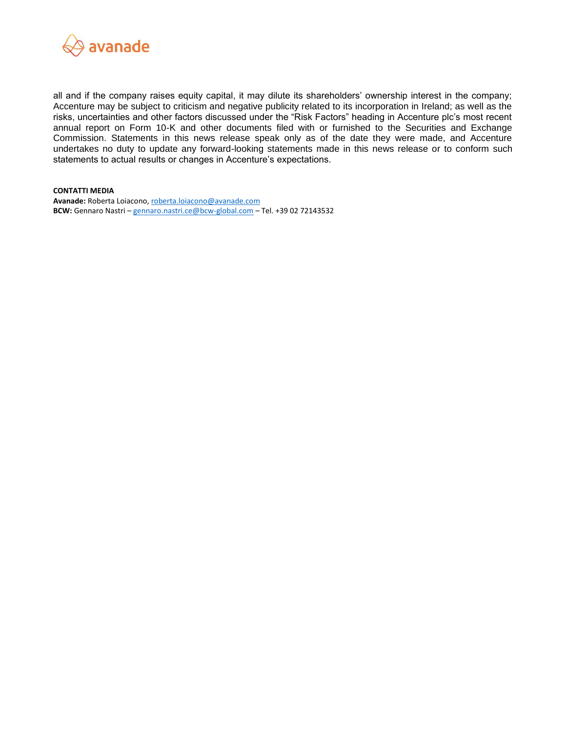all and if the company raises equity capital, it may dilute its shareholders' ownership interest in the company; Accenture may be subject to criticism and negative publicity related to its incorporation in Ireland; as well as the risks, uncertainties and other factors discussed under the "Risk Factors" heading in Accenture plc's most recent annual report on Form 10-K and other documents filed with or furnished to the Securities and Exchange Commission. Statements in this news release speak only as of the date they were made, and Accenture undertakes no duty to update any forward-looking statements made in this news release or to conform such statements to actual results or changes in Accenture's expectations.

**CONTATTI MEDIA**
**Avanade:** Roberta Loiacono, roberta.loiacono@avanade.com
**BCW:** Gennaro Nastri – gennaro.nastri.ce@bcw-global.com – Tel. +39 02 72143532